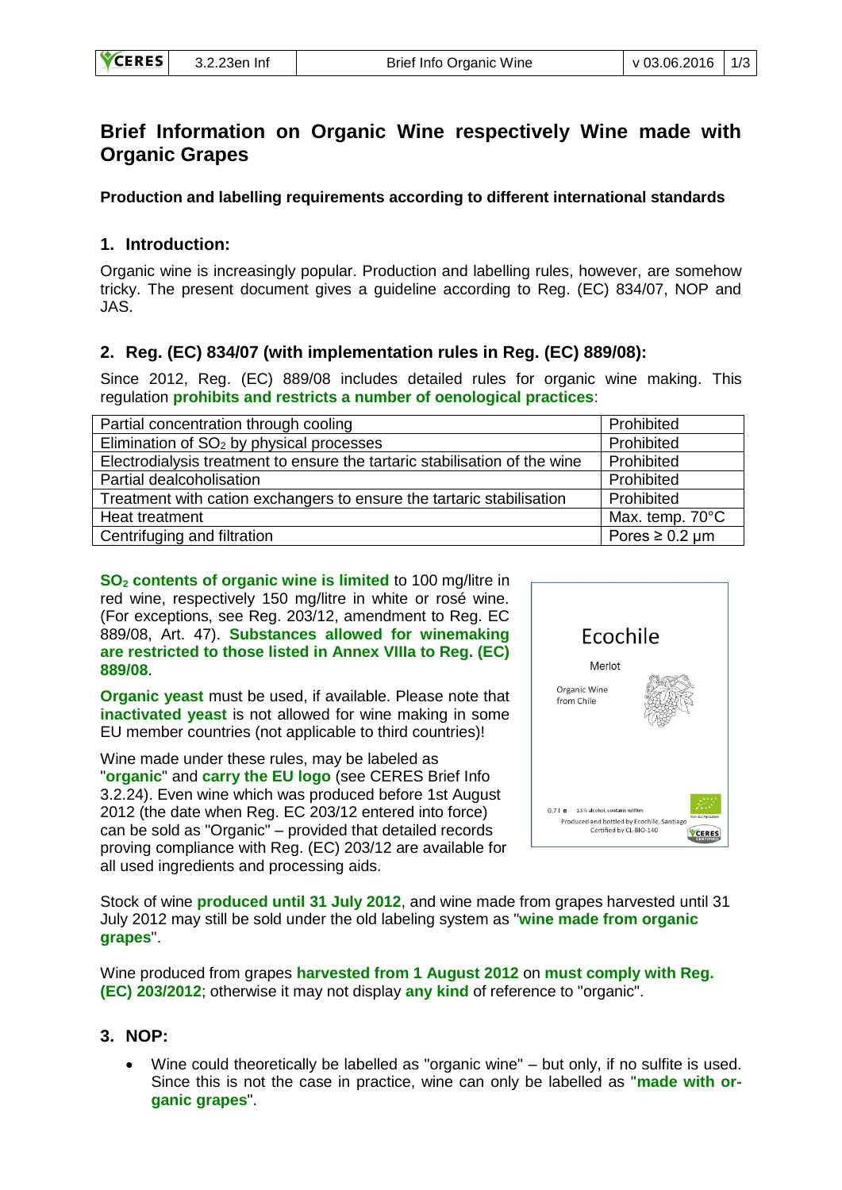# Brief Information on Organic Wine respectively Wine made with Organic Grapes

**Production and labelling requirements according to different international standards**

## 1. Introduction:

Organic wine is increasingly popular. Production and labelling rules, however, are somehow tricky. The present document gives a guideline according to Reg. (EC) 834/07, NOP and JAS.

## 2. Reg. (EC) 834/07 (with implementation rules in Reg. (EC) 889/08):

Since 2012, Reg. (EC) 889/08 includes detailed rules for organic wine making. This regulation **prohibits and restricts a number of oenological practices**:

| | |
|---|---|
| Partial concentration through cooling | Prohibited |
| Elimination of $SO_2$ by physical processes | Prohibited |
| Electrodialysis treatment to ensure the tartaric stabilisation of the wine | Prohibited |
| Partial dealcoholisation | Prohibited |
| Treatment with cation exchangers to ensure the tartaric stabilisation | Prohibited |
| Heat treatment | Max. temp. 70°C |
| Centrifuging and filtration | Pores ≥ 0.2 µm |

**$SO_2$ contents of organic wine is limited** to 100 mg/litre in red wine, respectively 150 mg/litre in white or rosé wine. (For exceptions, see Reg. 203/12, amendment to Reg. EC 889/08, Art. 47). **Substances allowed for winemaking are restricted to those listed in Annex VIIIa to Reg. (EC) 889/08**.

**Organic yeast** must be used, if available. Please note that **inactivated yeast** is not allowed for wine making in some EU member countries (not applicable to third countries)!

Wine made under these rules, may be labeled as "**organic**" and **carry the EU logo** (see CERES Brief Info 3.2.24). Even wine which was produced before 1st August 2012 (the date when Reg. EC 203/12 entered into force) can be sold as "Organic" – provided that detailed records proving compliance with Reg. (EC) 203/12 are available for all used ingredients and processing aids.

Ecochile

Merlot

Organic Wine from Chile

0.7 l e 13% alcohol, contains sulfites

Produced and bottled by Ecochile, Santiago

Certified by CL-BIO-140

Stock of wine **produced until 31 July 2012**, and wine made from grapes harvested until 31 July 2012 may still be sold under the old labeling system as "**wine made from organic grapes**".

Wine produced from grapes **harvested from 1 August 2012** on **must comply with Reg. (EC) 203/2012**; otherwise it may not display **any kind** of reference to "organic".

## 3. NOP:

- Wine could theoretically be labelled as "organic wine" – but only, if no sulfite is used. Since this is not the case in practice, wine can only be labelled as "**made with organic grapes**".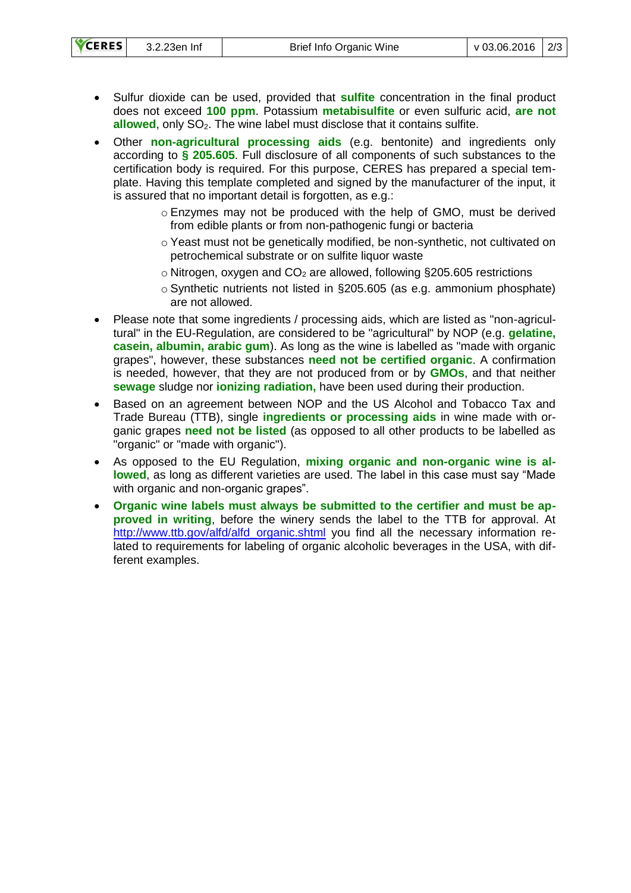- Sulfur dioxide can be used, provided that **sulfite** concentration in the final product does not exceed **100 ppm**. Potassium **metabisulfite** or even sulfuric acid, **are not allowed**, only $SO_2$. The wine label must disclose that it contains sulfite.
- Other **non-agricultural processing aids** (e.g. bentonite) and ingredients only according to **§ 205.605**. Full disclosure of all components of such substances to the certification body is required. For this purpose, CERES has prepared a special template. Having this template completed and signed by the manufacturer of the input, it is assured that no important detail is forgotten, as e.g.:
    - Enzymes may not be produced with the help of GMO, must be derived from edible plants or from non-pathogenic fungi or bacteria
    - Yeast must not be genetically modified, be non-synthetic, not cultivated on petrochemical substrate or on sulfite liquor waste
    - Nitrogen, oxygen and $CO_2$ are allowed, following §205.605 restrictions
    - Synthetic nutrients not listed in §205.605 (as e.g. ammonium phosphate) are not allowed.
- Please note that some ingredients / processing aids, which are listed as "non-agricultural" in the EU-Regulation, are considered to be "agricultural" by NOP (e.g. **gelatine, casein, albumin, arabic gum**). As long as the wine is labelled as "made with organic grapes", however, these substances **need not be certified organic**. A confirmation is needed, however, that they are not produced from or by **GMOs**, and that neither **sewage** sludge nor **ionizing radiation,** have been used during their production.
- Based on an agreement between NOP and the US Alcohol and Tobacco Tax and Trade Bureau (TTB), single **ingredients or processing aids** in wine made with organic grapes **need not be listed** (as opposed to all other products to be labelled as "organic" or "made with organic").
- As opposed to the EU Regulation, **mixing organic and non-organic wine is allowed**, as long as different varieties are used. The label in this case must say "Made with organic and non-organic grapes".
- **Organic wine labels must always be submitted to the certifier and must be approved in writing**, before the winery sends the label to the TTB for approval. At [http://www.ttb.gov/alfd/alfd_organic.shtml](http://www.ttb.gov/alfd/alfd_organic.shtml) you find all the necessary information related to requirements for labeling of organic alcoholic beverages in the USA, with different examples.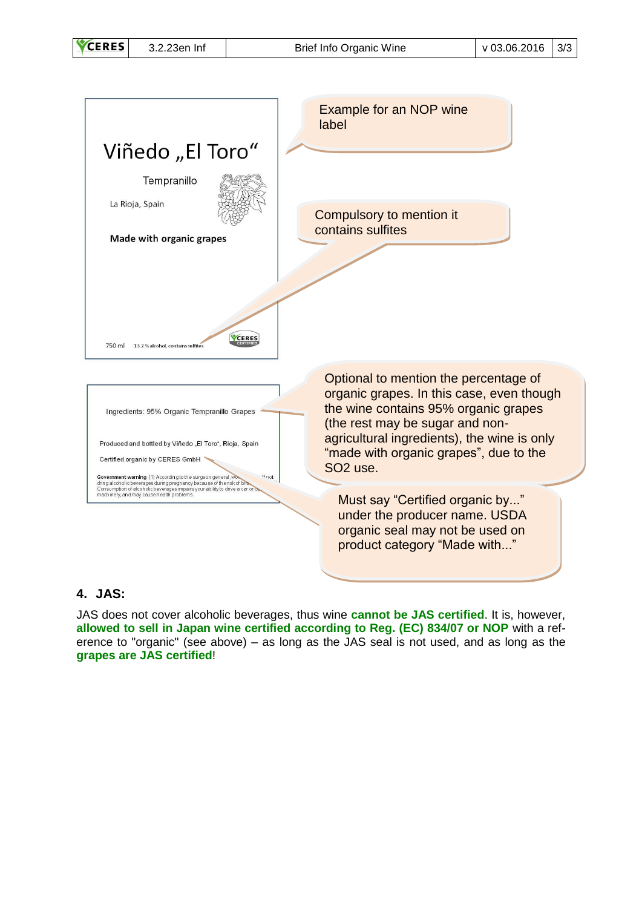Viñedo „El Toro“

Tempranillo

La Rioja, Spain

Made with organic grapes

750 ml 13.2 % alcohol, contains sulfites

CERES CERTIFIED

Example for an NOP wine label

Compulsory to mention it contains sulfites

Ingredients: 95% Organic Tempranillo Grapes

Produced and bottled by Viñedo „El Toro“, Rioja, Spain

Certified organic by CERES GmbH

**Government warning**: (1) According to the surgeon general, wo... not drink alcoholic beverages during pregnancy because of the risk of birth... Consumption of alcoholic beverages impairs your ability to drive a car or op... machinery, and may cause health problems.

Optional to mention the percentage of organic grapes. In this case, even though the wine contains 95% organic grapes (the rest may be sugar and non-agricultural ingredients), the wine is only “made with organic grapes”, due to the SO2 use.

Must say “Certified organic by...” under the producer name. USDA organic seal may not be used on product category “Made with...”

## 4. JAS:

JAS does not cover alcoholic beverages, thus wine **cannot be JAS certified**. It is, however, **allowed to sell in Japan wine certified according to Reg. (EC) 834/07 or NOP** with a reference to "organic" (see above) – as long as the JAS seal is not used, and as long as the **grapes are JAS certified**!